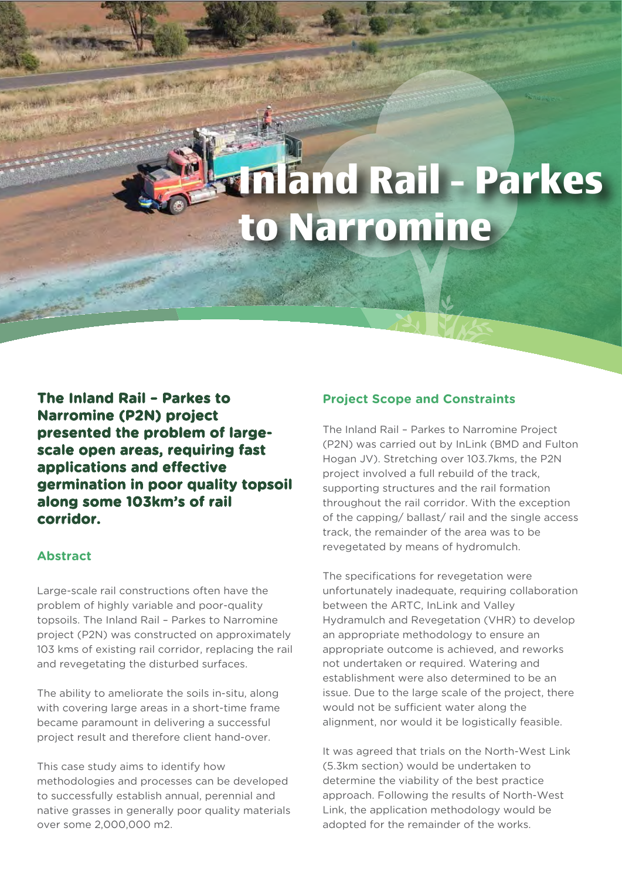# Inland Rail - Parkes to Narromine

**The Inland Rail – Parkes to Narromine (P2N) project presented the problem of large-scale open areas, requiring fast applications and effective germination in poor quality topsoil along some 103km's of rail corridor.**

## Abstract

Large-scale rail constructions often have the problem of highly variable and poor-quality topsoils. The Inland Rail – Parkes to Narromine project (P2N) was constructed on approximately 103 kms of existing rail corridor, replacing the rail and revegetating the disturbed surfaces.

The ability to ameliorate the soils in-situ, along with covering large areas in a short-time frame became paramount in delivering a successful project result and therefore client hand-over.

This case study aims to identify how methodologies and processes can be developed to successfully establish annual, perennial and native grasses in generally poor quality materials over some 2,000,000 m2.

## Project Scope and Constraints

The Inland Rail – Parkes to Narromine Project (P2N) was carried out by InLink (BMD and Fulton Hogan JV). Stretching over 103.7kms, the P2N project involved a full rebuild of the track, supporting structures and the rail formation throughout the rail corridor. With the exception of the capping/ ballast/ rail and the single access track, the remainder of the area was to be revegetated by means of hydromulch.

The specifications for revegetation were unfortunately inadequate, requiring collaboration between the ARTC, InLink and Valley Hydramulch and Revegetation (VHR) to develop an appropriate methodology to ensure an appropriate outcome is achieved, and reworks not undertaken or required. Watering and establishment were also determined to be an issue. Due to the large scale of the project, there would not be sufficient water along the alignment, nor would it be logistically feasible.

It was agreed that trials on the North-West Link (5.3km section) would be undertaken to determine the viability of the best practice approach. Following the results of North-West Link, the application methodology would be adopted for the remainder of the works.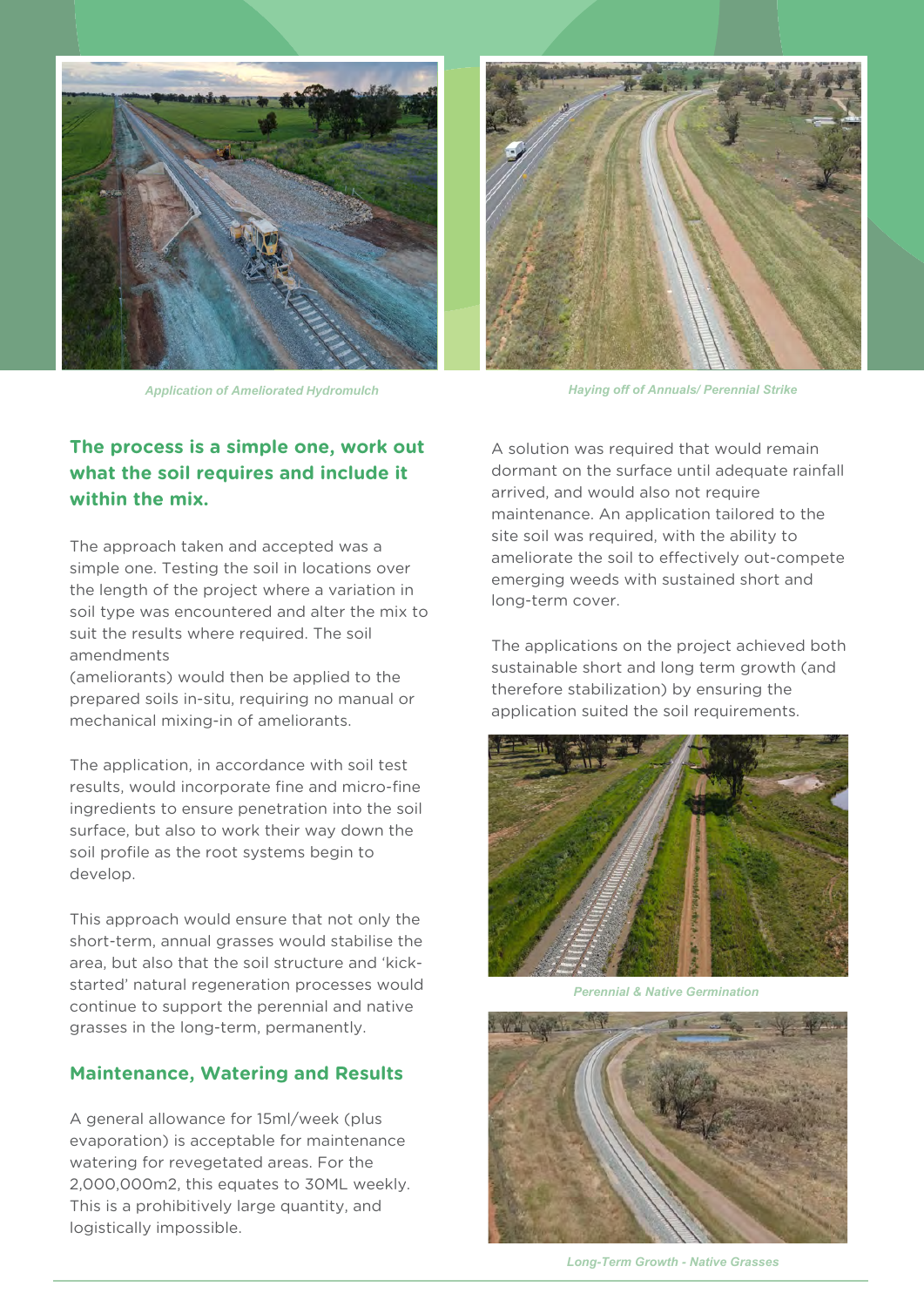*Application of Ameliorated Hydromulch*

*Haying off of Annuals/ Perennial Strike*

### The process is a simple one, work out what the soil requires and include it within the mix.

The approach taken and accepted was a simple one. Testing the soil in locations over the length of the project where a variation in soil type was encountered and alter the mix to suit the results where required. The soil amendments (ameliorants) would then be applied to the prepared soils in-situ, requiring no manual or mechanical mixing-in of ameliorants.

The application, in accordance with soil test results, would incorporate fine and micro-fine ingredients to ensure penetration into the soil surface, but also to work their way down the soil profile as the root systems begin to develop.

This approach would ensure that not only the short-term, annual grasses would stabilise the area, but also that the soil structure and 'kick-started' natural regeneration processes would continue to support the perennial and native grasses in the long-term, permanently.

### Maintenance, Watering and Results

A general allowance for 15ml/week (plus evaporation) is acceptable for maintenance watering for revegetated areas. For the 2,000,000m2, this equates to 30ML weekly. This is a prohibitively large quantity, and logistically impossible.

A solution was required that would remain dormant on the surface until adequate rainfall arrived, and would also not require maintenance. An application tailored to the site soil was required, with the ability to ameliorate the soil to effectively out-compete emerging weeds with sustained short and long-term cover.

The applications on the project achieved both sustainable short and long term growth (and therefore stabilization) by ensuring the application suited the soil requirements.

*Perennial & Native Germination*

*Long-Term Growth - Native Grasses*